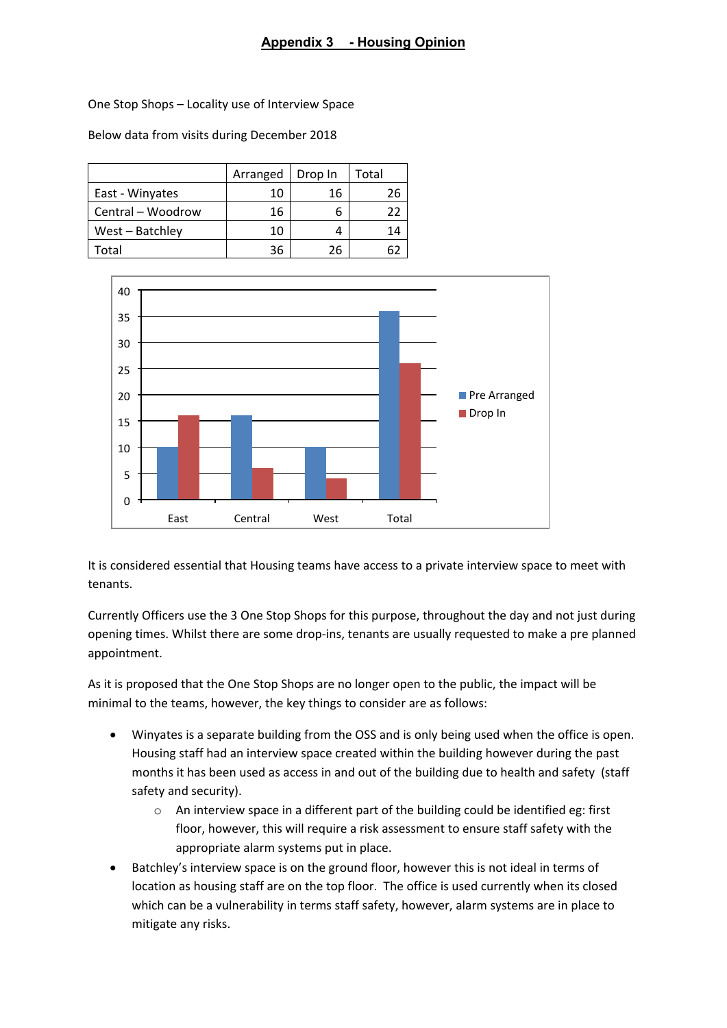# Appendix 3 - Housing Opinion

One Stop Shops – Locality use of Interview Space

Below data from visits during December 2018

| | Arranged | Drop In | Total |
|---|---|---|---|
| East - Winyates | 10 | 16 | 26 |
| Central – Woodrow | 16 | 6 | 22 |
| West – Batchley | 10 | 4 | 14 |
| Total | 36 | 26 | 62 |

It is considered essential that Housing teams have access to a private interview space to meet with tenants.

Currently Officers use the 3 One Stop Shops for this purpose, throughout the day and not just during opening times. Whilst there are some drop-ins, tenants are usually requested to make a pre planned appointment.

As it is proposed that the One Stop Shops are no longer open to the public, the impact will be minimal to the teams, however, the key things to consider are as follows:

- Winyates is a separate building from the OSS and is only being used when the office is open. Housing staff had an interview space created within the building however during the past months it has been used as access in and out of the building due to health and safety (staff safety and security).
    - An interview space in a different part of the building could be identified eg: first floor, however, this will require a risk assessment to ensure staff safety with the appropriate alarm systems put in place.
- Batchley's interview space is on the ground floor, however this is not ideal in terms of location as housing staff are on the top floor. The office is used currently when its closed which can be a vulnerability in terms staff safety, however, alarm systems are in place to mitigate any risks.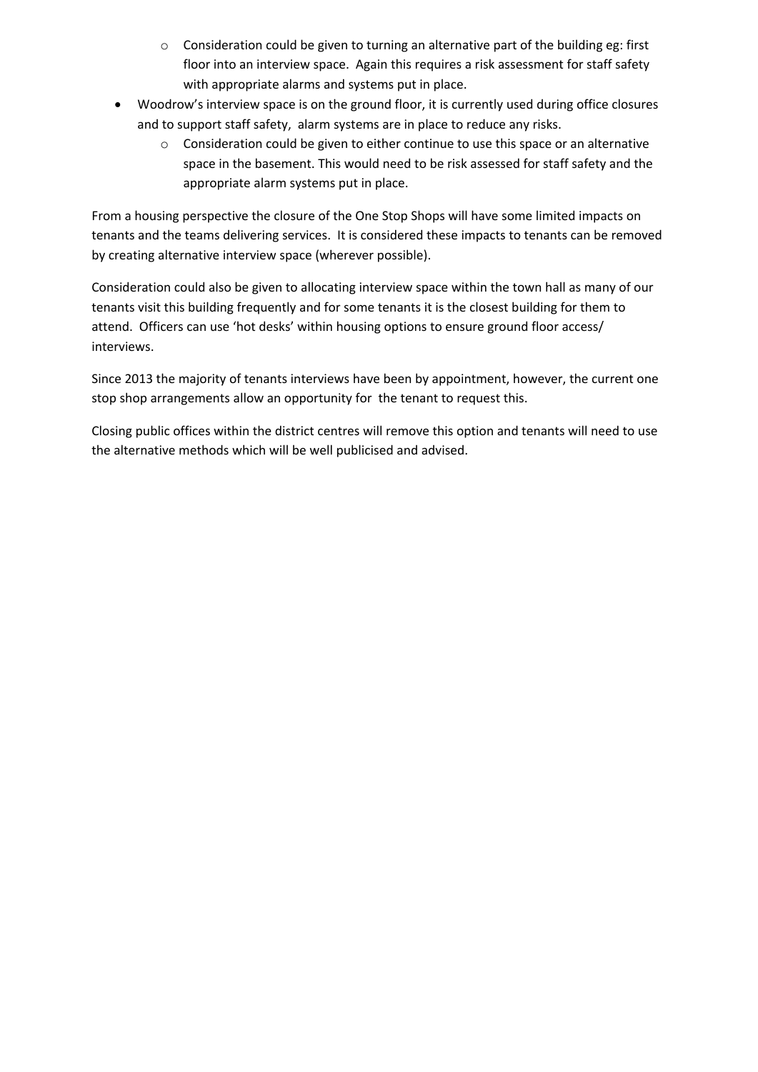- Consideration could be given to turning an alternative part of the building eg: first floor into an interview space. Again this requires a risk assessment for staff safety with appropriate alarms and systems put in place.
- Woodrow's interview space is on the ground floor, it is currently used during office closures and to support staff safety, alarm systems are in place to reduce any risks.
    - Consideration could be given to either continue to use this space or an alternative space in the basement. This would need to be risk assessed for staff safety and the appropriate alarm systems put in place.

From a housing perspective the closure of the One Stop Shops will have some limited impacts on tenants and the teams delivering services. It is considered these impacts to tenants can be removed by creating alternative interview space (wherever possible).

Consideration could also be given to allocating interview space within the town hall as many of our tenants visit this building frequently and for some tenants it is the closest building for them to attend. Officers can use 'hot desks' within housing options to ensure ground floor access/ interviews.

Since 2013 the majority of tenants interviews have been by appointment, however, the current one stop shop arrangements allow an opportunity for the tenant to request this.

Closing public offices within the district centres will remove this option and tenants will need to use the alternative methods which will be well publicised and advised.